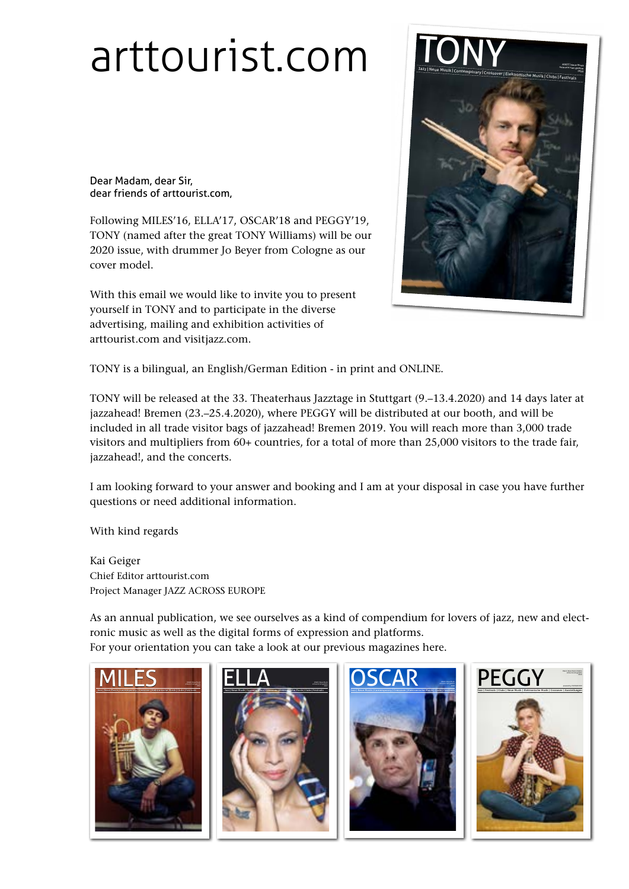# arttourist.com

Dear Madam, dear Sir,
dear friends of arttourist.com,

Following MILES'16, ELLA'17, OSCAR'18 and PEGGY'19, TONY (named after the great TONY Williams) will be our 2020 issue, with drummer Jo Beyer from Cologne as our cover model.

With this email we would like to invite you to present yourself in TONY and to participate in the diverse advertising, mailing and exhibition activities of arttourist.com and visitjazz.com.

TONY is a bilingual, an English/German Edition - in print and ONLINE.

TONY will be released at the 33. Theaterhaus Jazztage in Stuttgart (9.–13.4.2020) and 14 days later at jazzahead! Bremen (23.–25.4.2020), where PEGGY will be distributed at our booth, and will be included in all trade visitor bags of jazzahead! Bremen 2019. You will reach more than 3,000 trade visitors and multipliers from 60+ countries, for a total of more than 25,000 visitors to the trade fair, jazzahead!, and the concerts.

I am looking forward to your answer and booking and I am at your disposal in case you have further questions or need additional information.

With kind regards

Kai Geiger
Chief Editor arttourist.com
Project Manager JAZZ ACROSS EUROPE

As an annual publication, we see ourselves as a kind of compendium for lovers of jazz, new and electronic music as well as the digital forms of expression and platforms.
For your orientation you can take a look at our previous magazines here.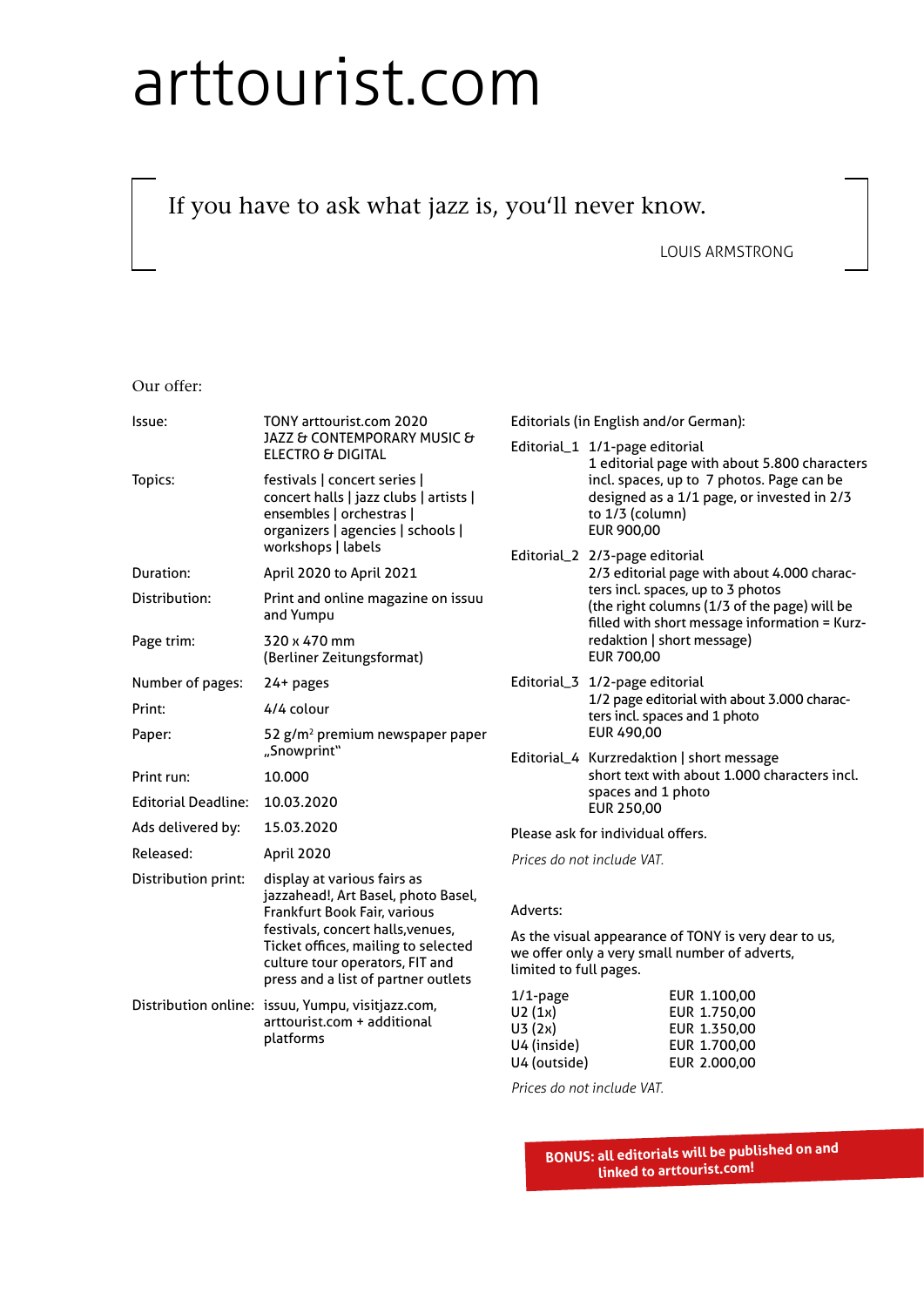# arttourist.com

> If you have to ask what jazz is, you'll never know.
>
> LOUIS ARMSTRONG

Our offer:

| | |
|---|---|
| Issue: | TONY arttourist.com 2020 JAZZ & CONTEMPORARY MUSIC & ELECTRO & DIGITAL |
| Topics: | festivals \| concert series \| concert halls \| jazz clubs \| artists \| ensembles \| orchestras \| organizers \| agencies \| schools \| workshops \| labels |
| Duration: | April 2020 to April 2021 |
| Distribution: | Print and online magazine on issuu and Yumpu |
| Page trim: | 320 x 470 mm (Berliner Zeitungsformat) |
| Number of pages: | 24+ pages |
| Print: | 4/4 colour |
| Paper: | 52 g/m² premium newspaper paper „Snowprint" |
| Print run: | 10.000 |
| Editorial Deadline: | 10.03.2020 |
| Ads delivered by: | 15.03.2020 |
| Released: | April 2020 |
| Distribution print: | display at various fairs as jazzahead!, Art Basel, photo Basel, Frankfurt Book Fair, various festivals, concert halls,venues, Ticket offices, mailing to selected culture tour operators, FIT and press and a list of partner outlets |
| Distribution online: | issuu, Yumpu, visitjazz.com, arttourist.com + additional platforms |

Editorials (in English and/or German):

| | |
|---|---|
| Editorial_1 | 1/1-page editorial<br>1 editorial page with about 5.800 characters incl. spaces, up to 7 photos. Page can be designed as a 1/1 page, or invested in 2/3 to 1/3 (column)<br>EUR 900,00 |
| Editorial_2 | 2/3-page editorial<br>2/3 editorial page with about 4.000 characters incl. spaces, up to 3 photos (the right columns (1/3 of the page) will be filled with short message information = Kurzredaktion \| short message)<br>EUR 700,00 |
| Editorial_3 | 1/2-page editorial<br>1/2 page editorial with about 3.000 characters incl. spaces and 1 photo<br>EUR 490,00 |
| Editorial_4 | Kurzredaktion \| short message<br>short text with about 1.000 characters incl. spaces and 1 photo<br>EUR 250,00 |

Please ask for individual offers.

*Prices do not include VAT.*

Adverts:

As the visual appearance of TONY is very dear to us, we offer only a very small number of adverts, limited to full pages.

| | |
|---|---|
| 1/1-page | EUR 1.100,00 |
| U2 (1x) | EUR 1.750,00 |
| U3 (2x) | EUR 1.350,00 |
| U4 (inside) | EUR 1.700,00 |
| U4 (outside) | EUR 2.000,00 |

*Prices do not include VAT.*

**BONUS: all editorials will be published on and linked to arttourist.com!**